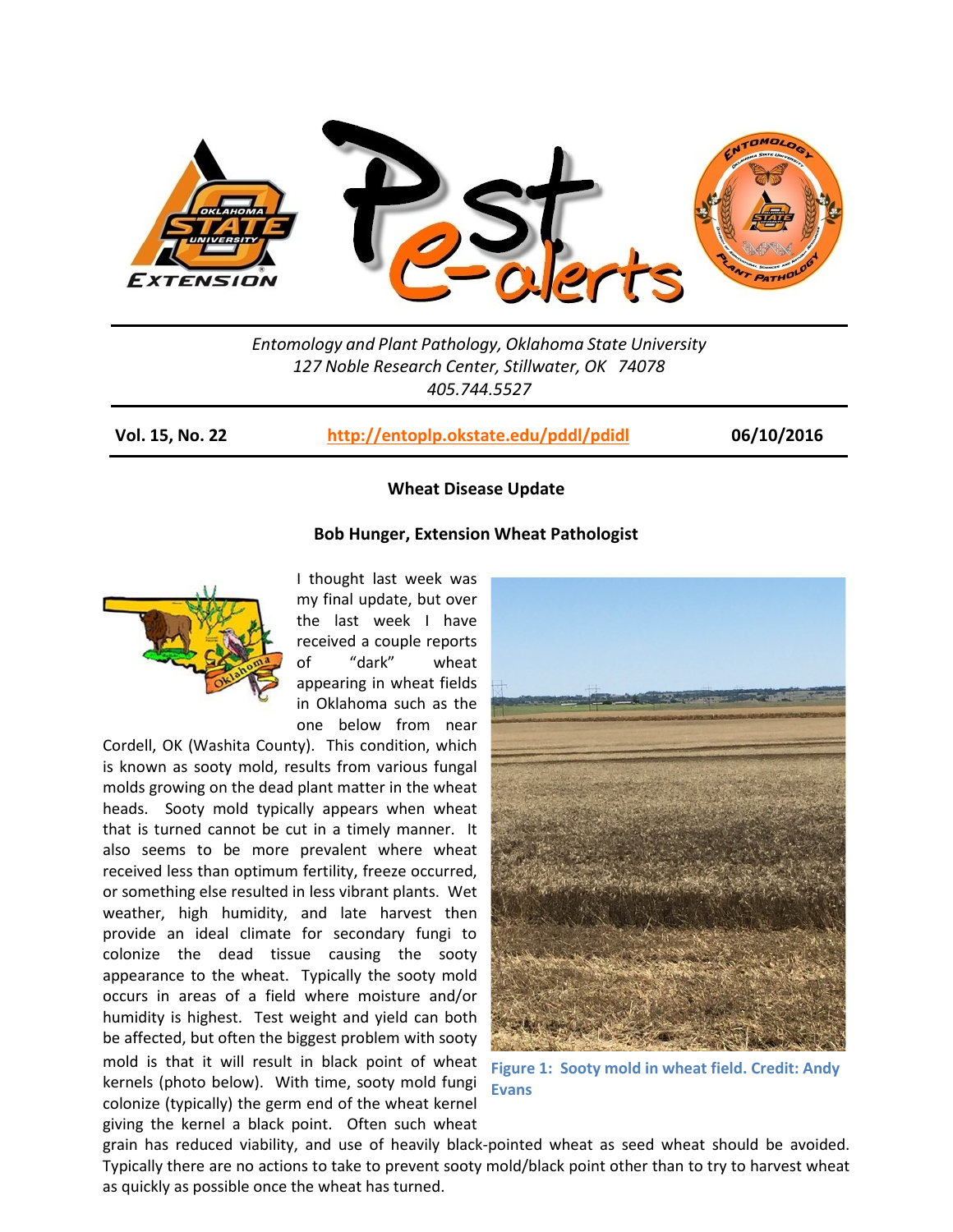Entomology and Plant Pathology, Oklahoma State University
127 Noble Research Center, Stillwater, OK 74078
405.744.5527

**Vol. 15, No. 22** | http://entoplp.okstate.edu/pddl/pdidl | **06/10/2016**

## Wheat Disease Update

**Bob Hunger, Extension Wheat Pathologist**

I thought last week was my final update, but over the last week I have received a couple reports of "dark" wheat appearing in wheat fields in Oklahoma such as the one below from near Cordell, OK (Washita County). This condition, which is known as sooty mold, results from various fungal molds growing on the dead plant matter in the wheat heads. Sooty mold typically appears when wheat that is turned cannot be cut in a timely manner. It also seems to be more prevalent where wheat received less than optimum fertility, freeze occurred, or something else resulted in less vibrant plants. Wet weather, high humidity, and late harvest then provide an ideal climate for secondary fungi to colonize the dead tissue causing the sooty appearance to the wheat. Typically the sooty mold occurs in areas of a field where moisture and/or humidity is highest. Test weight and yield can both be affected, but often the biggest problem with sooty mold is that it will result in black point of wheat kernels (photo below). With time, sooty mold fungi colonize (typically) the germ end of the wheat kernel giving the kernel a black point. Often such wheat grain has reduced viability, and use of heavily black-pointed wheat as seed wheat should be avoided. Typically there are no actions to take to prevent sooty mold/black point other than to try to harvest wheat as quickly as possible once the wheat has turned.

**Figure 1: Sooty mold in wheat field. Credit: Andy Evans**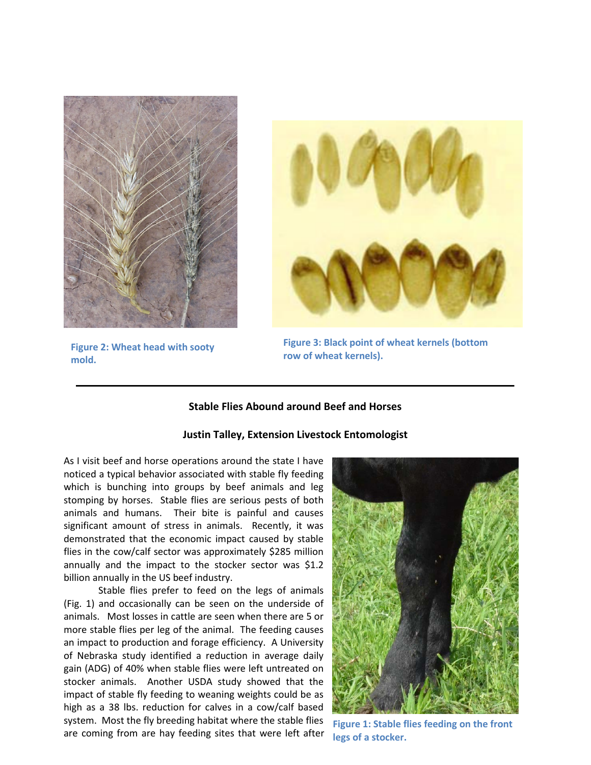Figure 2: Wheat head with sooty mold.

Figure 3: Black point of wheat kernels (bottom row of wheat kernels).

---

**Stable Flies Abound around Beef and Horses**

**Justin Talley, Extension Livestock Entomologist**

As I visit beef and horse operations around the state I have noticed a typical behavior associated with stable fly feeding which is bunching into groups by beef animals and leg stomping by horses. Stable flies are serious pests of both animals and humans. Their bite is painful and causes significant amount of stress in animals. Recently, it was demonstrated that the economic impact caused by stable flies in the cow/calf sector was approximately $285 million annually and the impact to the stocker sector was $1.2 billion annually in the US beef industry.

Stable flies prefer to feed on the legs of animals (Fig. 1) and occasionally can be seen on the underside of animals. Most losses in cattle are seen when there are 5 or more stable flies per leg of the animal. The feeding causes an impact to production and forage efficiency. A University of Nebraska study identified a reduction in average daily gain (ADG) of 40% when stable flies were left untreated on stocker animals. Another USDA study showed that the impact of stable fly feeding to weaning weights could be as high as a 38 lbs. reduction for calves in a cow/calf based system. Most the fly breeding habitat where the stable flies are coming from are hay feeding sites that were left after

Figure 1: Stable flies feeding on the front legs of a stocker.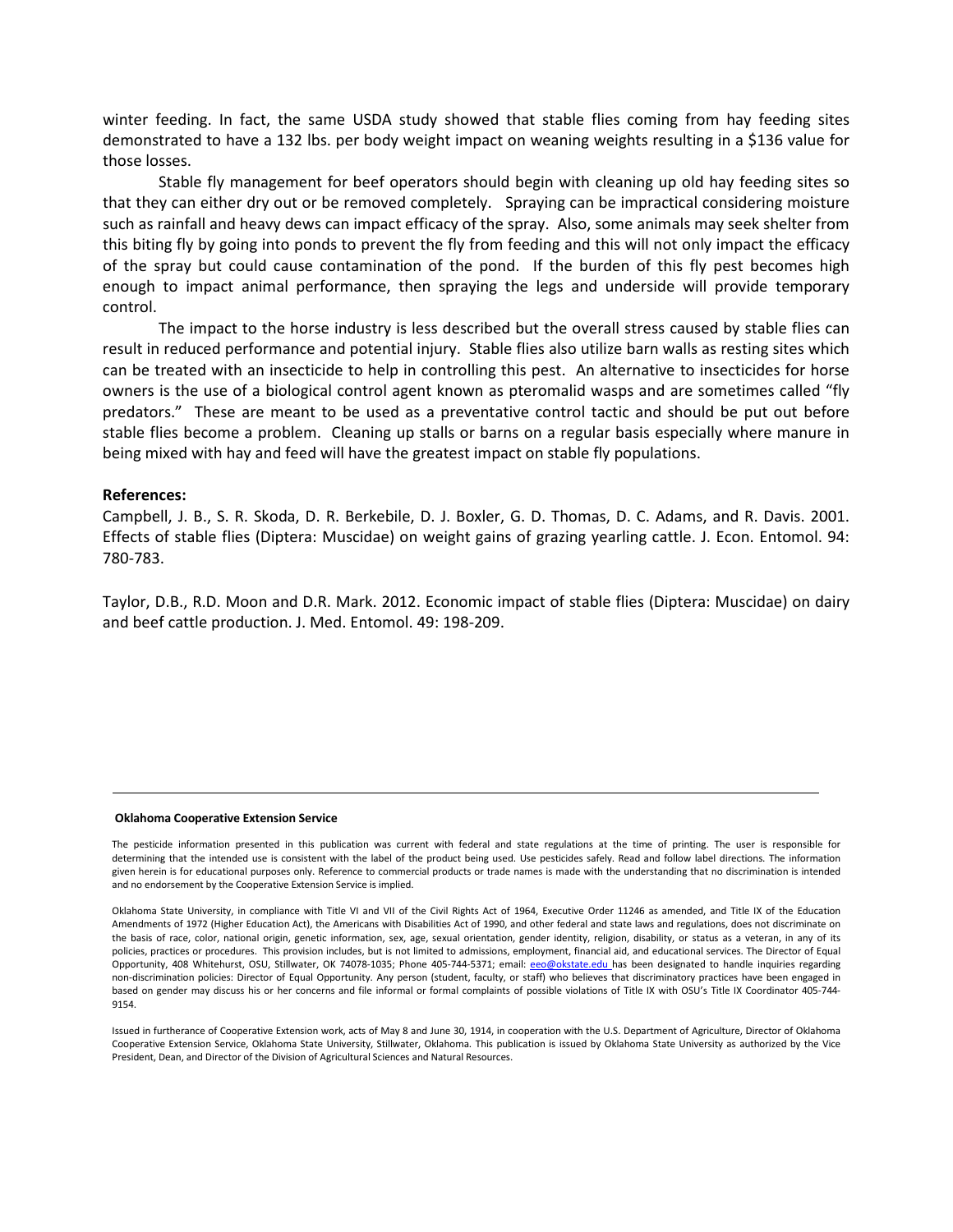winter feeding. In fact, the same USDA study showed that stable flies coming from hay feeding sites demonstrated to have a 132 lbs. per body weight impact on weaning weights resulting in a $136 value for those losses.

Stable fly management for beef operators should begin with cleaning up old hay feeding sites so that they can either dry out or be removed completely. Spraying can be impractical considering moisture such as rainfall and heavy dews can impact efficacy of the spray. Also, some animals may seek shelter from this biting fly by going into ponds to prevent the fly from feeding and this will not only impact the efficacy of the spray but could cause contamination of the pond. If the burden of this fly pest becomes high enough to impact animal performance, then spraying the legs and underside will provide temporary control.

The impact to the horse industry is less described but the overall stress caused by stable flies can result in reduced performance and potential injury. Stable flies also utilize barn walls as resting sites which can be treated with an insecticide to help in controlling this pest. An alternative to insecticides for horse owners is the use of a biological control agent known as pteromalid wasps and are sometimes called "fly predators." These are meant to be used as a preventative control tactic and should be put out before stable flies become a problem. Cleaning up stalls or barns on a regular basis especially where manure in being mixed with hay and feed will have the greatest impact on stable fly populations.

**References:**

Campbell, J. B., S. R. Skoda, D. R. Berkebile, D. J. Boxler, G. D. Thomas, D. C. Adams, and R. Davis. 2001. Effects of stable flies (Diptera: Muscidae) on weight gains of grazing yearling cattle. J. Econ. Entomol. 94: 780-783.

Taylor, D.B., R.D. Moon and D.R. Mark. 2012. Economic impact of stable flies (Diptera: Muscidae) on dairy and beef cattle production. J. Med. Entomol. 49: 198-209.

---

**Oklahoma Cooperative Extension Service**

The pesticide information presented in this publication was current with federal and state regulations at the time of printing. The user is responsible for determining that the intended use is consistent with the label of the product being used. Use pesticides safely. Read and follow label directions. The information given herein is for educational purposes only. Reference to commercial products or trade names is made with the understanding that no discrimination is intended and no endorsement by the Cooperative Extension Service is implied.

Oklahoma State University, in compliance with Title VI and VII of the Civil Rights Act of 1964, Executive Order 11246 as amended, and Title IX of the Education Amendments of 1972 (Higher Education Act), the Americans with Disabilities Act of 1990, and other federal and state laws and regulations, does not discriminate on the basis of race, color, national origin, genetic information, sex, age, sexual orientation, gender identity, religion, disability, or status as a veteran, in any of its policies, practices or procedures. This provision includes, but is not limited to admissions, employment, financial aid, and educational services. The Director of Equal Opportunity, 408 Whitehurst, OSU, Stillwater, OK 74078-1035; Phone 405-744-5371; email: eeo@okstate.edu has been designated to handle inquiries regarding non-discrimination policies: Director of Equal Opportunity. Any person (student, faculty, or staff) who believes that discriminatory practices have been engaged in based on gender may discuss his or her concerns and file informal or formal complaints of possible violations of Title IX with OSU's Title IX Coordinator 405-744-9154.

Issued in furtherance of Cooperative Extension work, acts of May 8 and June 30, 1914, in cooperation with the U.S. Department of Agriculture, Director of Oklahoma Cooperative Extension Service, Oklahoma State University, Stillwater, Oklahoma. This publication is issued by Oklahoma State University as authorized by the Vice President, Dean, and Director of the Division of Agricultural Sciences and Natural Resources.